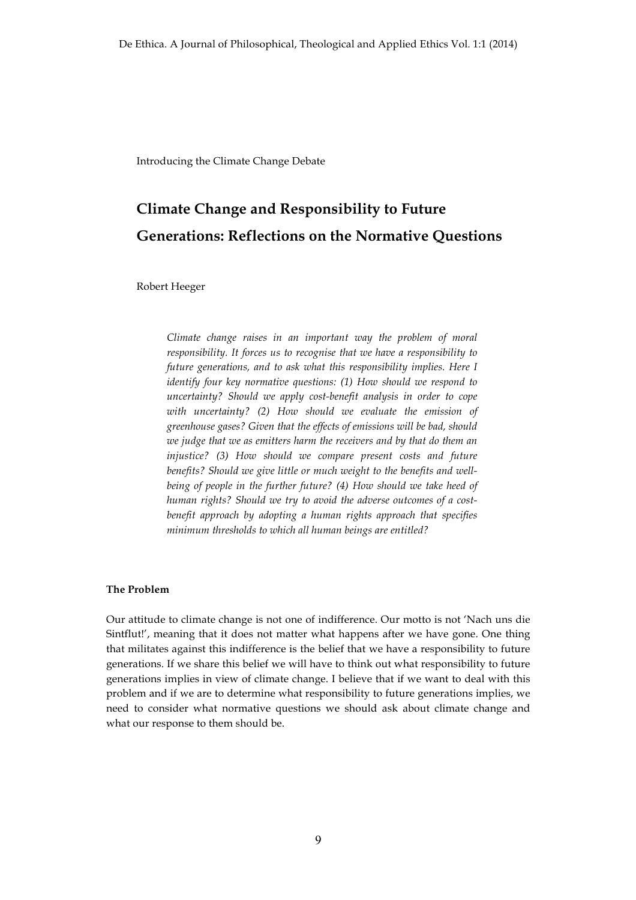Introducing the Climate Change Debate

# Climate Change and Responsibility to Future Generations: Reflections on the Normative Questions

Robert Heeger

> *Climate change raises in an important way the problem of moral responsibility. It forces us to recognise that we have a responsibility to future generations, and to ask what this responsibility implies. Here I identify four key normative questions: (1) How should we respond to uncertainty? Should we apply cost-benefit analysis in order to cope with uncertainty? (2) How should we evaluate the emission of greenhouse gases? Given that the effects of emissions will be bad, should we judge that we as emitters harm the receivers and by that do them an injustice? (3) How should we compare present costs and future benefits? Should we give little or much weight to the benefits and well-being of people in the further future? (4) How should we take heed of human rights? Should we try to avoid the adverse outcomes of a cost-benefit approach by adopting a human rights approach that specifies minimum thresholds to which all human beings are entitled?*

## The Problem

Our attitude to climate change is not one of indifference. Our motto is not 'Nach uns die Sintflut!', meaning that it does not matter what happens after we have gone. One thing that militates against this indifference is the belief that we have a responsibility to future generations. If we share this belief we will have to think out what responsibility to future generations implies in view of climate change. I believe that if we want to deal with this problem and if we are to determine what responsibility to future generations implies, we need to consider what normative questions we should ask about climate change and what our response to them should be.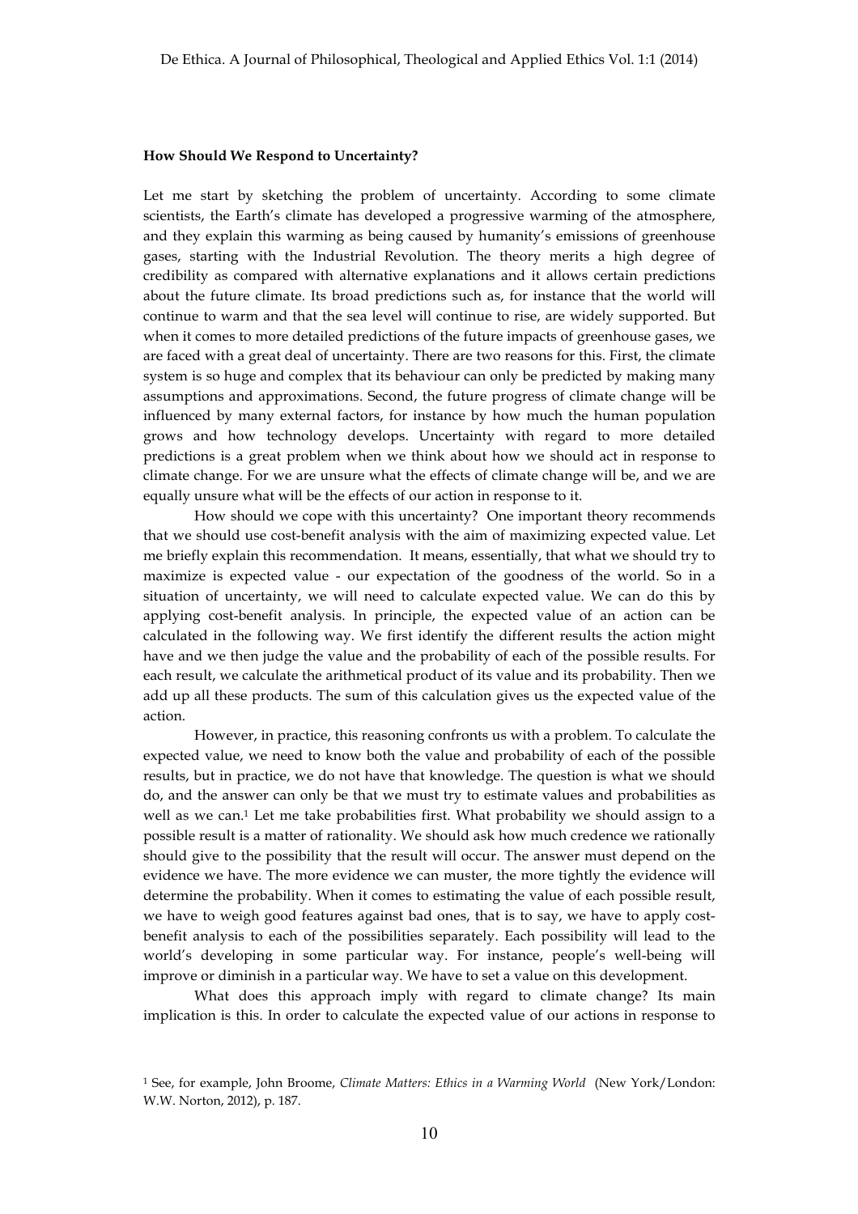**How Should We Respond to Uncertainty?**

Let me start by sketching the problem of uncertainty. According to some climate scientists, the Earth's climate has developed a progressive warming of the atmosphere, and they explain this warming as being caused by humanity's emissions of greenhouse gases, starting with the Industrial Revolution. The theory merits a high degree of credibility as compared with alternative explanations and it allows certain predictions about the future climate. Its broad predictions such as, for instance that the world will continue to warm and that the sea level will continue to rise, are widely supported. But when it comes to more detailed predictions of the future impacts of greenhouse gases, we are faced with a great deal of uncertainty. There are two reasons for this. First, the climate system is so huge and complex that its behaviour can only be predicted by making many assumptions and approximations. Second, the future progress of climate change will be influenced by many external factors, for instance by how much the human population grows and how technology develops. Uncertainty with regard to more detailed predictions is a great problem when we think about how we should act in response to climate change. For we are unsure what the effects of climate change will be, and we are equally unsure what will be the effects of our action in response to it.

How should we cope with this uncertainty? One important theory recommends that we should use cost-benefit analysis with the aim of maximizing expected value. Let me briefly explain this recommendation. It means, essentially, that what we should try to maximize is expected value - our expectation of the goodness of the world. So in a situation of uncertainty, we will need to calculate expected value. We can do this by applying cost-benefit analysis. In principle, the expected value of an action can be calculated in the following way. We first identify the different results the action might have and we then judge the value and the probability of each of the possible results. For each result, we calculate the arithmetical product of its value and its probability. Then we add up all these products. The sum of this calculation gives us the expected value of the action.

However, in practice, this reasoning confronts us with a problem. To calculate the expected value, we need to know both the value and probability of each of the possible results, but in practice, we do not have that knowledge. The question is what we should do, and the answer can only be that we must try to estimate values and probabilities as well as we can.[1] Let me take probabilities first. What probability we should assign to a possible result is a matter of rationality. We should ask how much credence we rationally should give to the possibility that the result will occur. The answer must depend on the evidence we have. The more evidence we can muster, the more tightly the evidence will determine the probability. When it comes to estimating the value of each possible result, we have to weigh good features against bad ones, that is to say, we have to apply cost-benefit analysis to each of the possibilities separately. Each possibility will lead to the world's developing in some particular way. For instance, people's well-being will improve or diminish in a particular way. We have to set a value on this development.

What does this approach imply with regard to climate change? Its main implication is this. In order to calculate the expected value of our actions in response to

[1] See, for example, John Broome, *Climate Matters: Ethics in a Warming World* (New York/London: W.W. Norton, 2012), p. 187.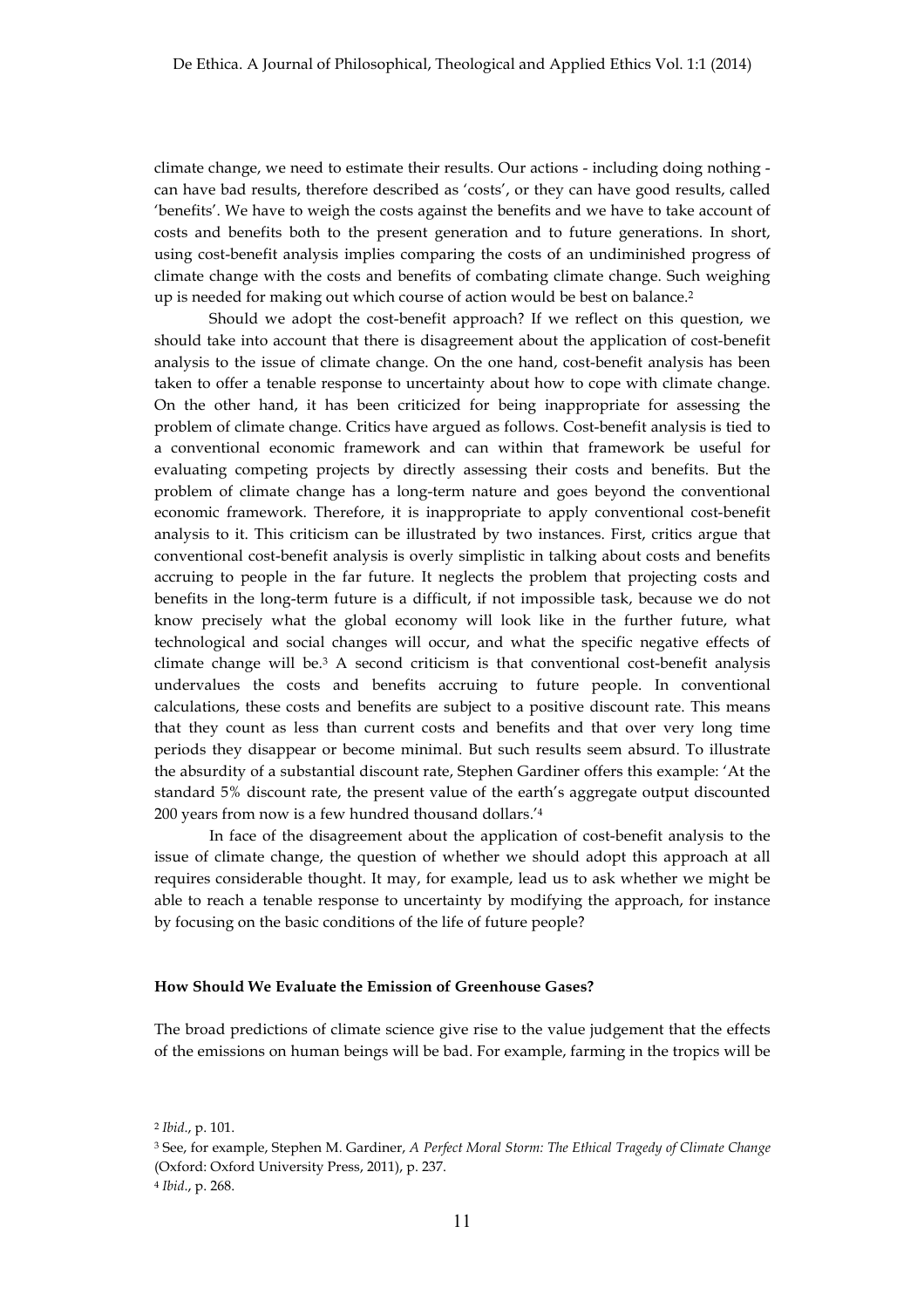climate change, we need to estimate their results. Our actions - including doing nothing - can have bad results, therefore described as 'costs', or they can have good results, called 'benefits'. We have to weigh the costs against the benefits and we have to take account of costs and benefits both to the present generation and to future generations. In short, using cost-benefit analysis implies comparing the costs of an undiminished progress of climate change with the costs and benefits of combating climate change. Such weighing up is needed for making out which course of action would be best on balance.[2]

Should we adopt the cost-benefit approach? If we reflect on this question, we should take into account that there is disagreement about the application of cost-benefit analysis to the issue of climate change. On the one hand, cost-benefit analysis has been taken to offer a tenable response to uncertainty about how to cope with climate change. On the other hand, it has been criticized for being inappropriate for assessing the problem of climate change. Critics have argued as follows. Cost-benefit analysis is tied to a conventional economic framework and can within that framework be useful for evaluating competing projects by directly assessing their costs and benefits. But the problem of climate change has a long-term nature and goes beyond the conventional economic framework. Therefore, it is inappropriate to apply conventional cost-benefit analysis to it. This criticism can be illustrated by two instances. First, critics argue that conventional cost-benefit analysis is overly simplistic in talking about costs and benefits accruing to people in the far future. It neglects the problem that projecting costs and benefits in the long-term future is a difficult, if not impossible task, because we do not know precisely what the global economy will look like in the further future, what technological and social changes will occur, and what the specific negative effects of climate change will be.[3] A second criticism is that conventional cost-benefit analysis undervalues the costs and benefits accruing to future people. In conventional calculations, these costs and benefits are subject to a positive discount rate. This means that they count as less than current costs and benefits and that over very long time periods they disappear or become minimal. But such results seem absurd. To illustrate the absurdity of a substantial discount rate, Stephen Gardiner offers this example: 'At the standard 5% discount rate, the present value of the earth's aggregate output discounted 200 years from now is a few hundred thousand dollars.'[4]

In face of the disagreement about the application of cost-benefit analysis to the issue of climate change, the question of whether we should adopt this approach at all requires considerable thought. It may, for example, lead us to ask whether we might be able to reach a tenable response to uncertainty by modifying the approach, for instance by focusing on the basic conditions of the life of future people?

#### How Should We Evaluate the Emission of Greenhouse Gases?

The broad predictions of climate science give rise to the value judgement that the effects of the emissions on human beings will be bad. For example, farming in the tropics will be

---

[2] *Ibid*., p. 101.

[3] See, for example, Stephen M. Gardiner, *A Perfect Moral Storm: The Ethical Tragedy of Climate Change* (Oxford: Oxford University Press, 2011), p. 237.

[4] *Ibid*., p. 268.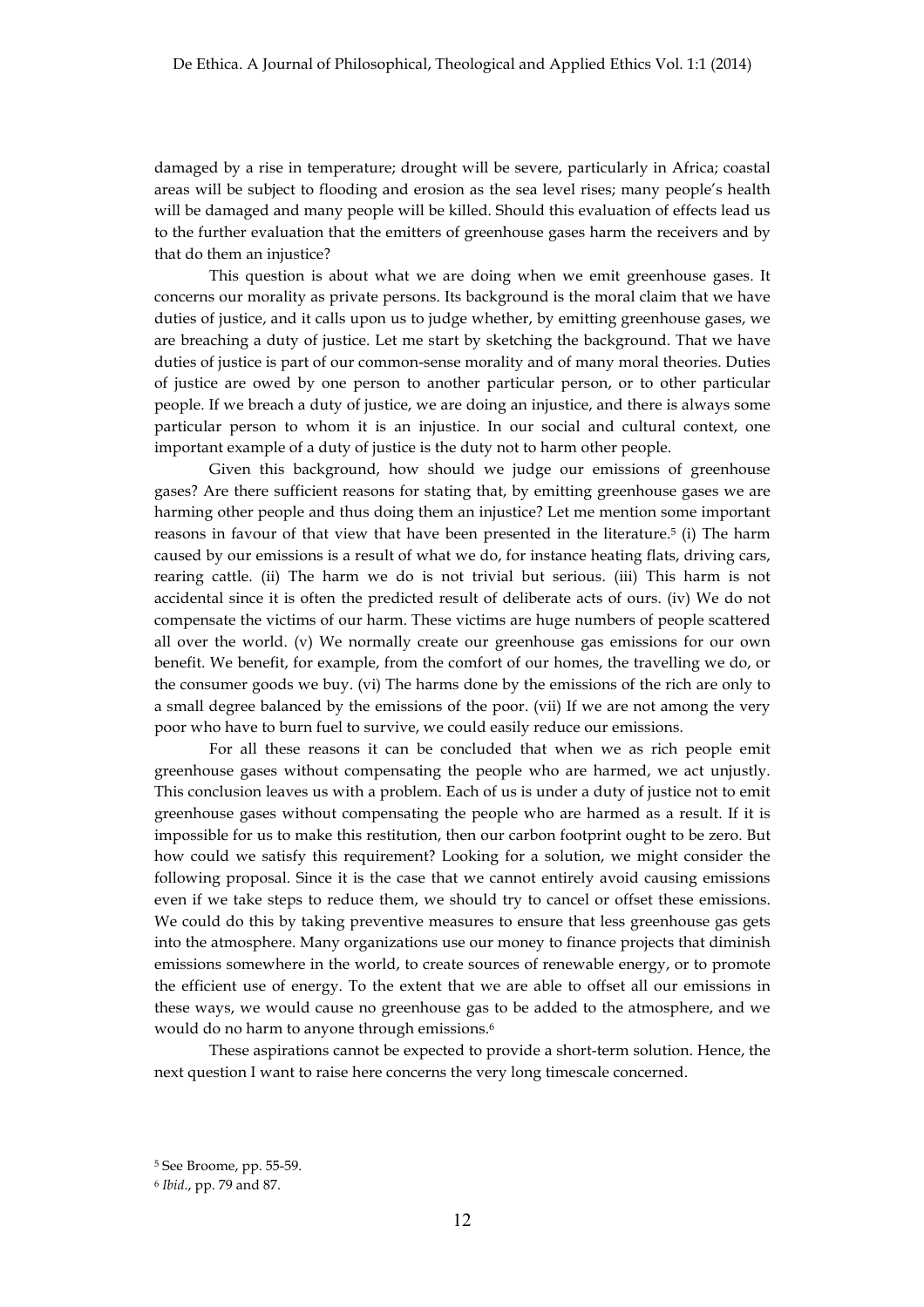damaged by a rise in temperature; drought will be severe, particularly in Africa; coastal areas will be subject to flooding and erosion as the sea level rises; many people's health will be damaged and many people will be killed. Should this evaluation of effects lead us to the further evaluation that the emitters of greenhouse gases harm the receivers and by that do them an injustice?

This question is about what we are doing when we emit greenhouse gases. It concerns our morality as private persons. Its background is the moral claim that we have duties of justice, and it calls upon us to judge whether, by emitting greenhouse gases, we are breaching a duty of justice. Let me start by sketching the background. That we have duties of justice is part of our common-sense morality and of many moral theories. Duties of justice are owed by one person to another particular person, or to other particular people. If we breach a duty of justice, we are doing an injustice, and there is always some particular person to whom it is an injustice. In our social and cultural context, one important example of a duty of justice is the duty not to harm other people.

Given this background, how should we judge our emissions of greenhouse gases? Are there sufficient reasons for stating that, by emitting greenhouse gases we are harming other people and thus doing them an injustice? Let me mention some important reasons in favour of that view that have been presented in the literature.[5] (i) The harm caused by our emissions is a result of what we do, for instance heating flats, driving cars, rearing cattle. (ii) The harm we do is not trivial but serious. (iii) This harm is not accidental since it is often the predicted result of deliberate acts of ours. (iv) We do not compensate the victims of our harm. These victims are huge numbers of people scattered all over the world. (v) We normally create our greenhouse gas emissions for our own benefit. We benefit, for example, from the comfort of our homes, the travelling we do, or the consumer goods we buy. (vi) The harms done by the emissions of the rich are only to a small degree balanced by the emissions of the poor. (vii) If we are not among the very poor who have to burn fuel to survive, we could easily reduce our emissions.

For all these reasons it can be concluded that when we as rich people emit greenhouse gases without compensating the people who are harmed, we act unjustly. This conclusion leaves us with a problem. Each of us is under a duty of justice not to emit greenhouse gases without compensating the people who are harmed as a result. If it is impossible for us to make this restitution, then our carbon footprint ought to be zero. But how could we satisfy this requirement? Looking for a solution, we might consider the following proposal. Since it is the case that we cannot entirely avoid causing emissions even if we take steps to reduce them, we should try to cancel or offset these emissions. We could do this by taking preventive measures to ensure that less greenhouse gas gets into the atmosphere. Many organizations use our money to finance projects that diminish emissions somewhere in the world, to create sources of renewable energy, or to promote the efficient use of energy. To the extent that we are able to offset all our emissions in these ways, we would cause no greenhouse gas to be added to the atmosphere, and we would do no harm to anyone through emissions.[6]

These aspirations cannot be expected to provide a short-term solution. Hence, the next question I want to raise here concerns the very long timescale concerned.

[5] See Broome, pp. 55-59.

[6] *Ibid.*, pp. 79 and 87.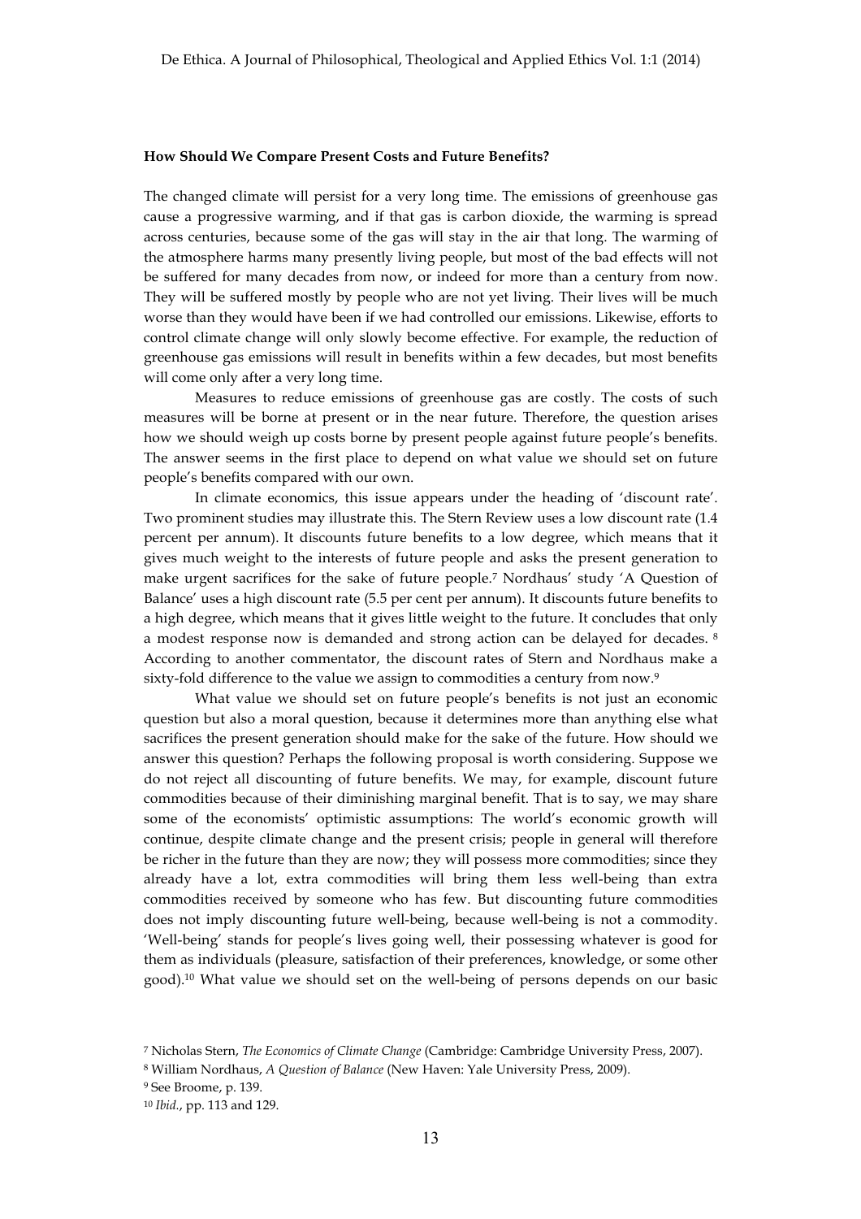**How Should We Compare Present Costs and Future Benefits?**

The changed climate will persist for a very long time. The emissions of greenhouse gas cause a progressive warming, and if that gas is carbon dioxide, the warming is spread across centuries, because some of the gas will stay in the air that long. The warming of the atmosphere harms many presently living people, but most of the bad effects will not be suffered for many decades from now, or indeed for more than a century from now. They will be suffered mostly by people who are not yet living. Their lives will be much worse than they would have been if we had controlled our emissions. Likewise, efforts to control climate change will only slowly become effective. For example, the reduction of greenhouse gas emissions will result in benefits within a few decades, but most benefits will come only after a very long time.

Measures to reduce emissions of greenhouse gas are costly. The costs of such measures will be borne at present or in the near future. Therefore, the question arises how we should weigh up costs borne by present people against future people's benefits. The answer seems in the first place to depend on what value we should set on future people's benefits compared with our own.

In climate economics, this issue appears under the heading of 'discount rate'. Two prominent studies may illustrate this. The Stern Review uses a low discount rate (1.4 percent per annum). It discounts future benefits to a low degree, which means that it gives much weight to the interests of future people and asks the present generation to make urgent sacrifices for the sake of future people.[7] Nordhaus' study 'A Question of Balance' uses a high discount rate (5.5 per cent per annum). It discounts future benefits to a high degree, which means that it gives little weight to the future. It concludes that only a modest response now is demanded and strong action can be delayed for decades.[8] According to another commentator, the discount rates of Stern and Nordhaus make a sixty-fold difference to the value we assign to commodities a century from now.[9]

What value we should set on future people's benefits is not just an economic question but also a moral question, because it determines more than anything else what sacrifices the present generation should make for the sake of the future. How should we answer this question? Perhaps the following proposal is worth considering. Suppose we do not reject all discounting of future benefits. We may, for example, discount future commodities because of their diminishing marginal benefit. That is to say, we may share some of the economists' optimistic assumptions: The world's economic growth will continue, despite climate change and the present crisis; people in general will therefore be richer in the future than they are now; they will possess more commodities; since they already have a lot, extra commodities will bring them less well-being than extra commodities received by someone who has few. But discounting future commodities does not imply discounting future well-being, because well-being is not a commodity. 'Well-being' stands for people's lives going well, their possessing whatever is good for them as individuals (pleasure, satisfaction of their preferences, knowledge, or some other good).[10] What value we should set on the well-being of persons depends on our basic

[7] Nicholas Stern, *The Economics of Climate Change* (Cambridge: Cambridge University Press, 2007).

[8] William Nordhaus, *A Question of Balance* (New Haven: Yale University Press, 2009).

[9] See Broome, p. 139.

[10] *Ibid.*, pp. 113 and 129.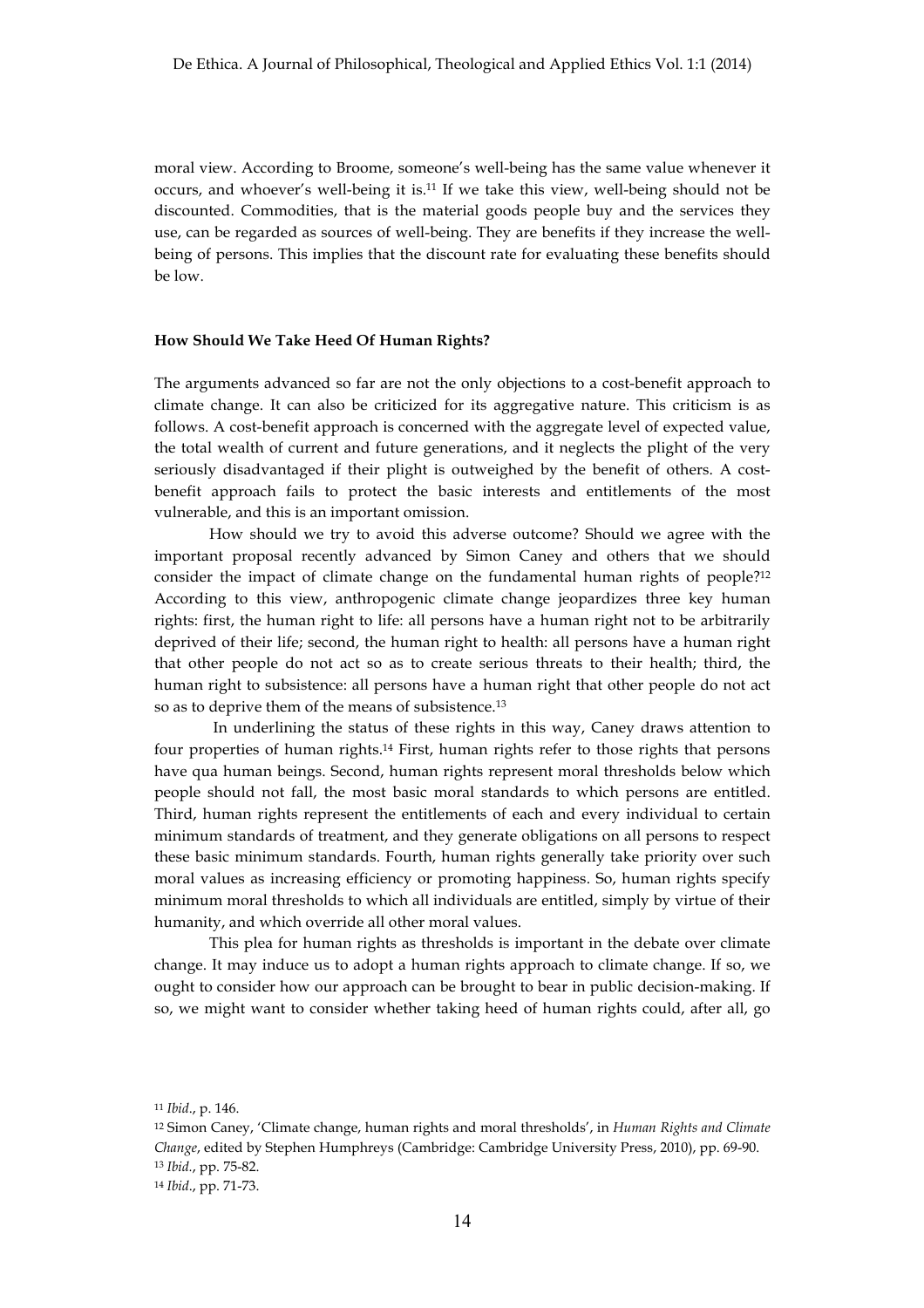moral view. According to Broome, someone's well-being has the same value whenever it occurs, and whoever's well-being it is.[11] If we take this view, well-being should not be discounted. Commodities, that is the material goods people buy and the services they use, can be regarded as sources of well-being. They are benefits if they increase the well-being of persons. This implies that the discount rate for evaluating these benefits should be low.

**How Should We Take Heed Of Human Rights?**

The arguments advanced so far are not the only objections to a cost-benefit approach to climate change. It can also be criticized for its aggregative nature. This criticism is as follows. A cost-benefit approach is concerned with the aggregate level of expected value, the total wealth of current and future generations, and it neglects the plight of the very seriously disadvantaged if their plight is outweighed by the benefit of others. A cost-benefit approach fails to protect the basic interests and entitlements of the most vulnerable, and this is an important omission.

How should we try to avoid this adverse outcome? Should we agree with the important proposal recently advanced by Simon Caney and others that we should consider the impact of climate change on the fundamental human rights of people?[12] According to this view, anthropogenic climate change jeopardizes three key human rights: first, the human right to life: all persons have a human right not to be arbitrarily deprived of their life; second, the human right to health: all persons have a human right that other people do not act so as to create serious threats to their health; third, the human right to subsistence: all persons have a human right that other people do not act so as to deprive them of the means of subsistence.[13]

In underlining the status of these rights in this way, Caney draws attention to four properties of human rights.[14] First, human rights refer to those rights that persons have qua human beings. Second, human rights represent moral thresholds below which people should not fall, the most basic moral standards to which persons are entitled. Third, human rights represent the entitlements of each and every individual to certain minimum standards of treatment, and they generate obligations on all persons to respect these basic minimum standards. Fourth, human rights generally take priority over such moral values as increasing efficiency or promoting happiness. So, human rights specify minimum moral thresholds to which all individuals are entitled, simply by virtue of their humanity, and which override all other moral values.

This plea for human rights as thresholds is important in the debate over climate change. It may induce us to adopt a human rights approach to climate change. If so, we ought to consider how our approach can be brought to bear in public decision-making. If so, we might want to consider whether taking heed of human rights could, after all, go

[11] *Ibid*., p. 146.

[12] Simon Caney, 'Climate change, human rights and moral thresholds', in *Human Rights and Climate Change*, edited by Stephen Humphreys (Cambridge: Cambridge University Press, 2010), pp. 69-90.

[13] *Ibid*., pp. 75-82.

[14] *Ibid*., pp. 71-73.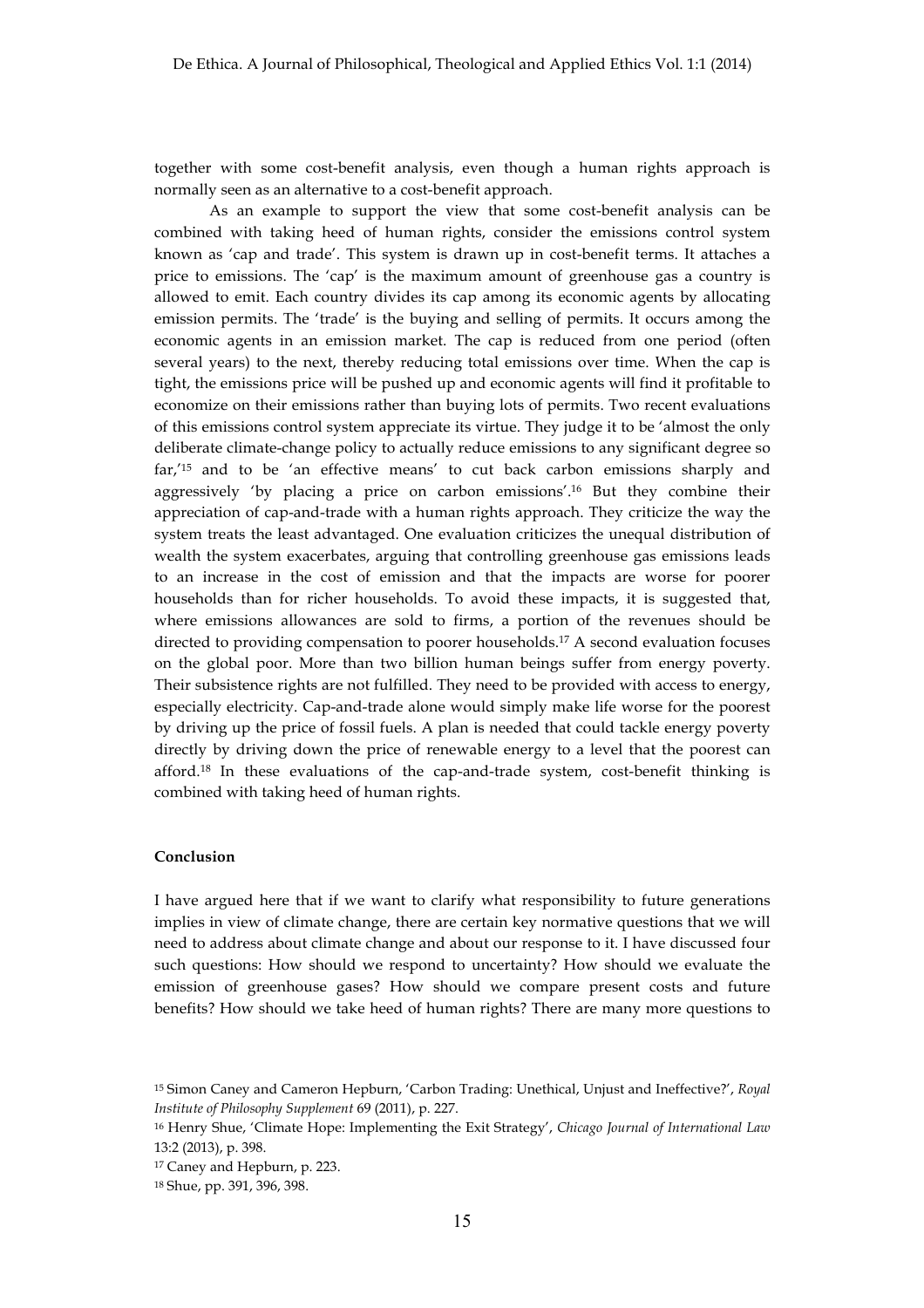together with some cost-benefit analysis, even though a human rights approach is normally seen as an alternative to a cost-benefit approach.

As an example to support the view that some cost-benefit analysis can be combined with taking heed of human rights, consider the emissions control system known as 'cap and trade'. This system is drawn up in cost-benefit terms. It attaches a price to emissions. The 'cap' is the maximum amount of greenhouse gas a country is allowed to emit. Each country divides its cap among its economic agents by allocating emission permits. The 'trade' is the buying and selling of permits. It occurs among the economic agents in an emission market. The cap is reduced from one period (often several years) to the next, thereby reducing total emissions over time. When the cap is tight, the emissions price will be pushed up and economic agents will find it profitable to economize on their emissions rather than buying lots of permits. Two recent evaluations of this emissions control system appreciate its virtue. They judge it to be 'almost the only deliberate climate-change policy to actually reduce emissions to any significant degree so far,'[15] and to be 'an effective means' to cut back carbon emissions sharply and aggressively 'by placing a price on carbon emissions'.[16] But they combine their appreciation of cap-and-trade with a human rights approach. They criticize the way the system treats the least advantaged. One evaluation criticizes the unequal distribution of wealth the system exacerbates, arguing that controlling greenhouse gas emissions leads to an increase in the cost of emission and that the impacts are worse for poorer households than for richer households. To avoid these impacts, it is suggested that, where emissions allowances are sold to firms, a portion of the revenues should be directed to providing compensation to poorer households.[17] A second evaluation focuses on the global poor. More than two billion human beings suffer from energy poverty. Their subsistence rights are not fulfilled. They need to be provided with access to energy, especially electricity. Cap-and-trade alone would simply make life worse for the poorest by driving up the price of fossil fuels. A plan is needed that could tackle energy poverty directly by driving down the price of renewable energy to a level that the poorest can afford.[18] In these evaluations of the cap-and-trade system, cost-benefit thinking is combined with taking heed of human rights.

**Conclusion**

I have argued here that if we want to clarify what responsibility to future generations implies in view of climate change, there are certain key normative questions that we will need to address about climate change and about our response to it. I have discussed four such questions: How should we respond to uncertainty? How should we evaluate the emission of greenhouse gases? How should we compare present costs and future benefits? How should we take heed of human rights? There are many more questions to

[15] Simon Caney and Cameron Hepburn, 'Carbon Trading: Unethical, Unjust and Ineffective?', *Royal Institute of Philosophy Supplement* 69 (2011), p. 227.

[16] Henry Shue, 'Climate Hope: Implementing the Exit Strategy', *Chicago Journal of International Law* 13:2 (2013), p. 398.

[17] Caney and Hepburn, p. 223.

[18] Shue, pp. 391, 396, 398.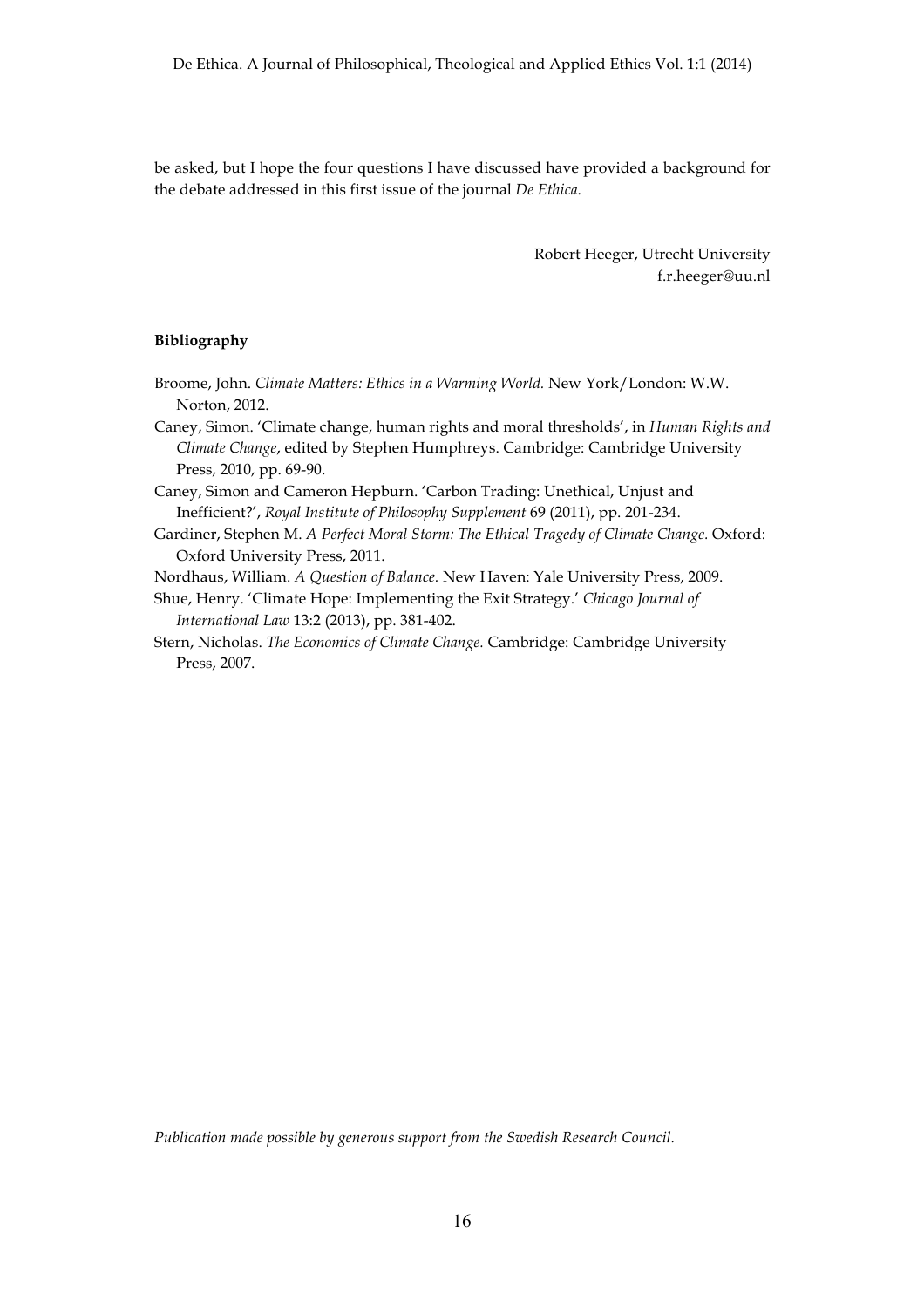be asked, but I hope the four questions I have discussed have provided a background for the debate addressed in this first issue of the journal *De Ethica*.

Robert Heeger, Utrecht University
f.r.heeger@uu.nl

**Bibliography**

Broome, John. *Climate Matters: Ethics in a Warming World.* New York/London: W.W. Norton, 2012.

Caney, Simon. 'Climate change, human rights and moral thresholds', in *Human Rights and Climate Change*, edited by Stephen Humphreys. Cambridge: Cambridge University Press, 2010, pp. 69-90.

Caney, Simon and Cameron Hepburn. 'Carbon Trading: Unethical, Unjust and Inefficient?', *Royal Institute of Philosophy Supplement* 69 (2011), pp. 201-234.

Gardiner, Stephen M. *A Perfect Moral Storm: The Ethical Tragedy of Climate Change.* Oxford: Oxford University Press, 2011.

Nordhaus, William. *A Question of Balance.* New Haven: Yale University Press, 2009.

Shue, Henry. 'Climate Hope: Implementing the Exit Strategy.' *Chicago Journal of International Law* 13:2 (2013), pp. 381-402.

Stern, Nicholas. *The Economics of Climate Change.* Cambridge: Cambridge University Press, 2007.

*Publication made possible by generous support from the Swedish Research Council.*